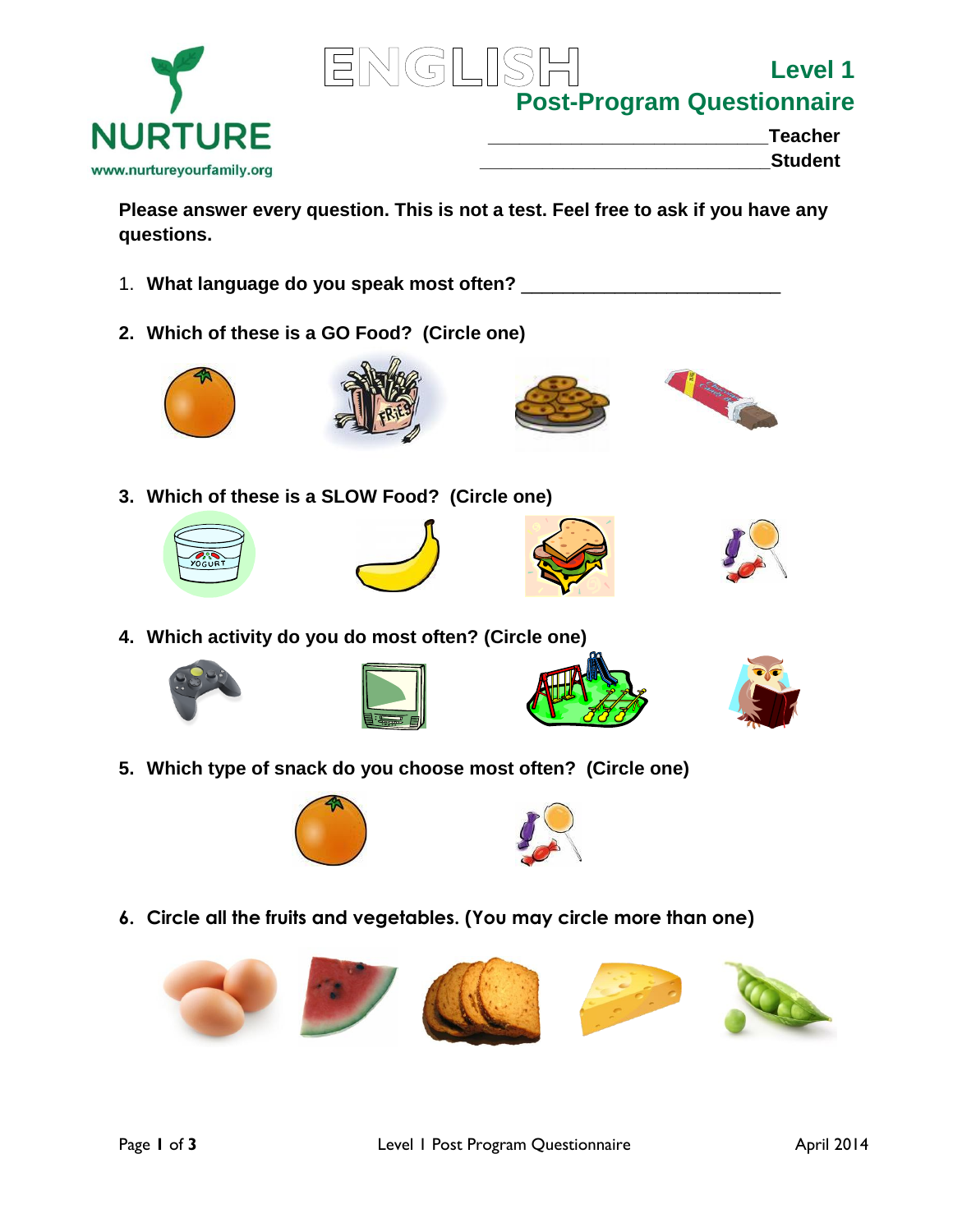NURTURE

www.nurtureyourfamily.org

# ENGLISH

## Level 1
## Post-Program Questionnaire

___________________________Teacher

____________________________Student

**Please answer every question. This is not a test. Feel free to ask if you have any questions.**

1. **What language do you speak most often?** _________________________

2. **Which of these is a GO Food? (Circle one)**

3. **Which of these is a SLOW Food? (Circle one)**

4. **Which activity do you do most often? (Circle one)**

5. **Which type of snack do you choose most often? (Circle one)**

6. **Circle all the fruits and vegetables. (You may circle more than one)**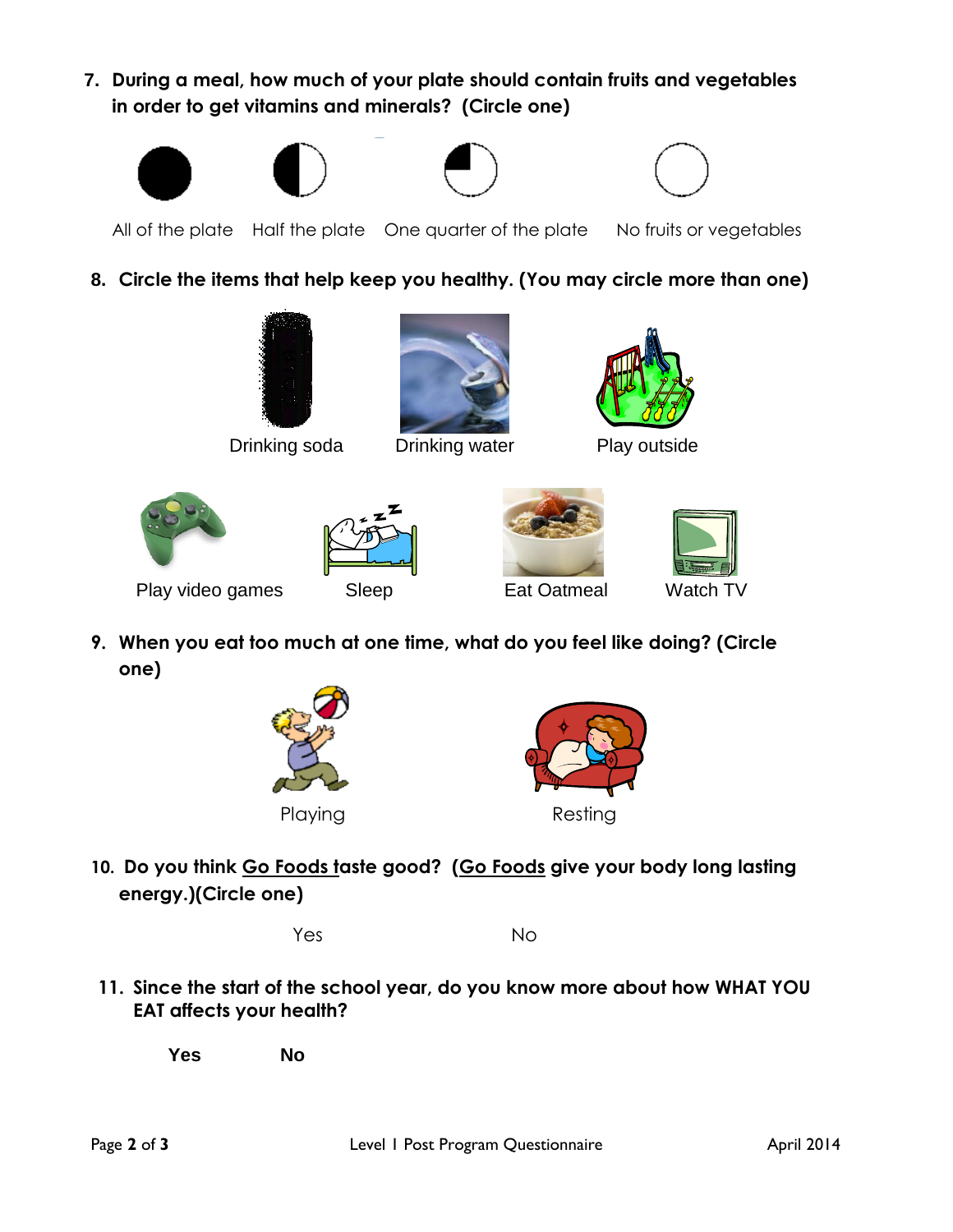7. **During a meal, how much of your plate should contain fruits and vegetables in order to get vitamins and minerals? (Circle one)**

All of the plate    Half the plate    One quarter of the plate    No fruits or vegetables

8. **Circle the items that help keep you healthy. (You may circle more than one)**

Drinking soda    Drinking water    Play outside

Play video games    Sleep    Eat Oatmeal    Watch TV

9. **When you eat too much at one time, what do you feel like doing? (Circle one)**

Playing    Resting

10. **Do you think <u>Go Foods</u> taste good? (<u>Go Foods</u> give your body long lasting energy.)(Circle one)**

Yes    No

11. **Since the start of the school year, do you know more about how WHAT YOU EAT affects your health?**

**Yes**    **No**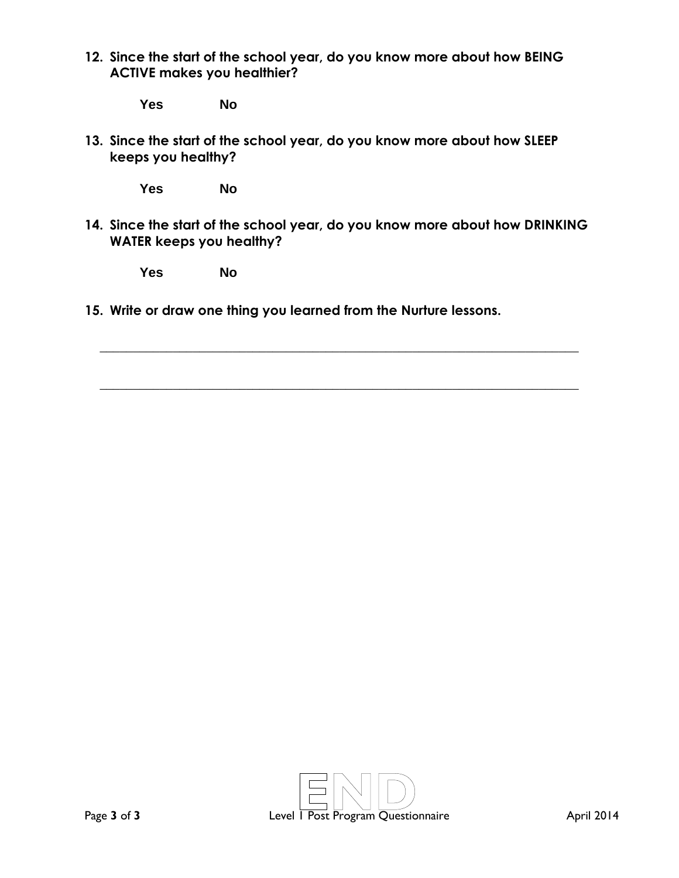**12. Since the start of the school year, do you know more about how BEING ACTIVE makes you healthier?**

**Yes** **No**

**13. Since the start of the school year, do you know more about how SLEEP keeps you healthy?**

**Yes** **No**

**14. Since the start of the school year, do you know more about how DRINKING WATER keeps you healthy?**

**Yes** **No**

**15. Write or draw one thing you learned from the Nurture lessons.**

_______________________________________________________________________

_______________________________________________________________________

END